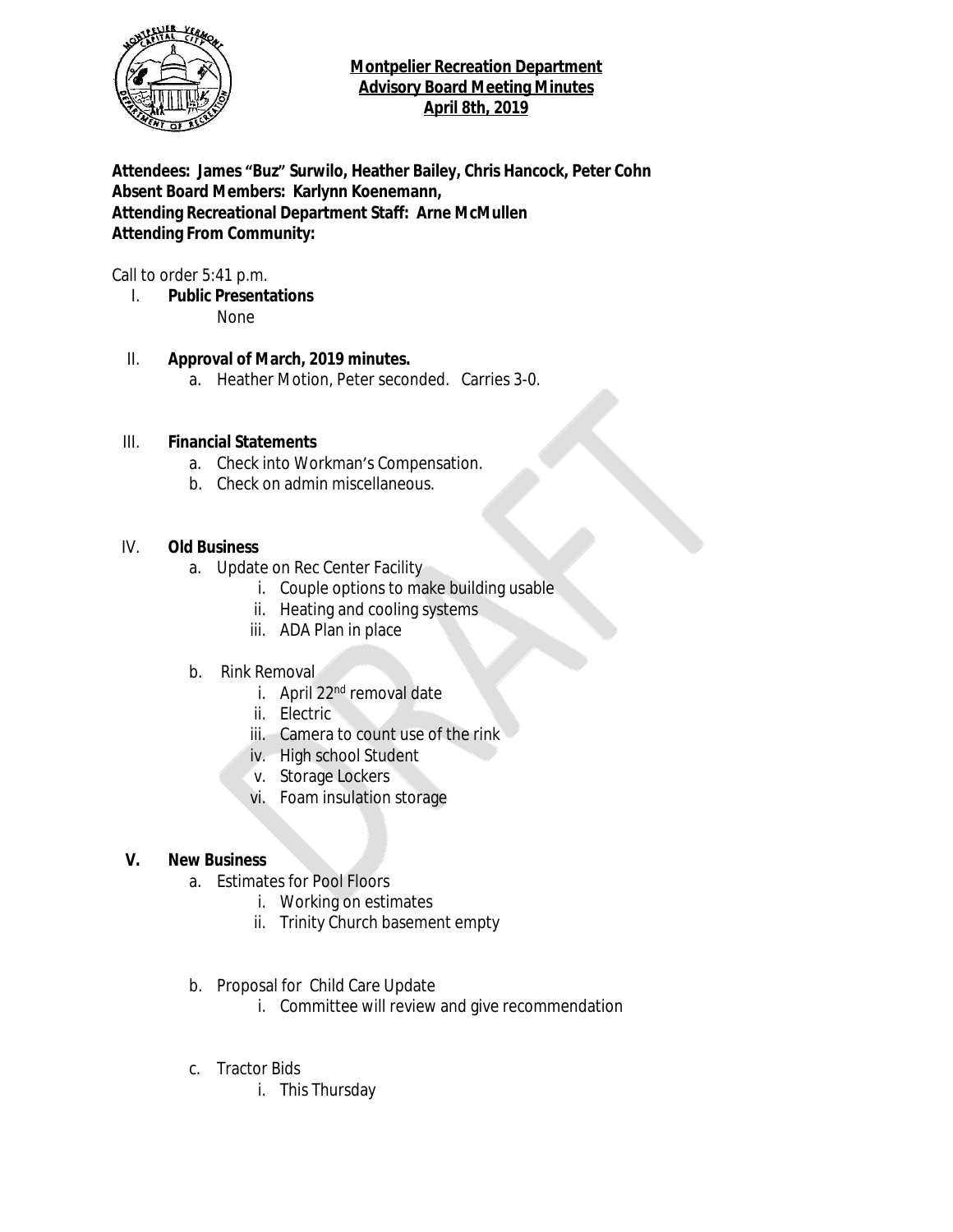**Montpelier Recreation Department**
**Advisory Board Meeting Minutes**
**April 8th, 2019**

**Attendees: James "Buz" Surwilo, Heather Bailey, Chris Hancock, Peter Cohn**
**Absent Board Members: Karlynn Koenemann,**
**Attending Recreational Department Staff: Arne McMullen**
**Attending From Community:**

Call to order 5:41 p.m.

I. **Public Presentations**
   None

II. **Approval of March, 2019 minutes.**
   a. Heather Motion, Peter seconded. Carries 3-0.

III. **Financial Statements**
   a. Check into Workman's Compensation.
   b. Check on admin miscellaneous.

IV. **Old Business**
   a. Update on Rec Center Facility
      i. Couple options to make building usable
      ii. Heating and cooling systems
      iii. ADA Plan in place
   b. Rink Removal
      i. April 22nd removal date
      ii. Electric
      iii. Camera to count use of the rink
      iv. High school Student
      v. Storage Lockers
      vi. Foam insulation storage

V. **New Business**
   a. Estimates for Pool Floors
      i. Working on estimates
      ii. Trinity Church basement empty
   b. Proposal for Child Care Update
      i. Committee will review and give recommendation
   c. Tractor Bids
      i. This Thursday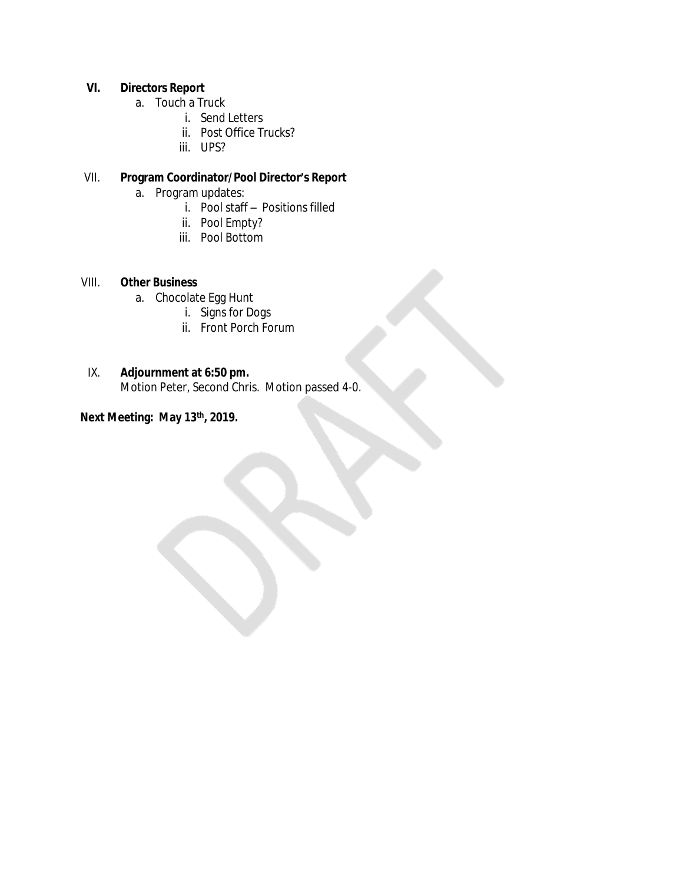VI. **Directors Report**

   a. Touch a Truck
      i. Send Letters
      ii. Post Office Trucks?
      iii. UPS?

VII. **Program Coordinator/Pool Director's Report**

   a. Program updates:
      i. Pool staff – Positions filled
      ii. Pool Empty?
      iii. Pool Bottom

VIII. **Other Business**

   a. Chocolate Egg Hunt
      i. Signs for Dogs
      ii. Front Porch Forum

IX. **Adjournment at 6:50 pm.**
Motion Peter, Second Chris. Motion passed 4-0.

**Next Meeting: May 13th, 2019.**